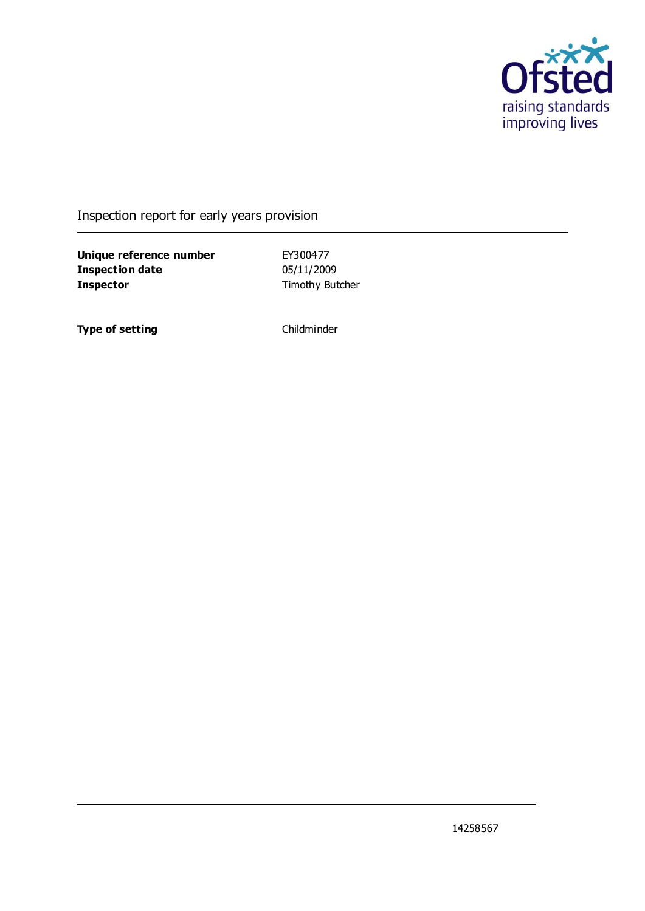Ofsted
raising standards
improving lives

# Inspection report for early years provision

| | |
|---|---|
| **Unique reference number** | EY300477 |
| **Inspection date** | 05/11/2009 |
| **Inspector** | Timothy Butcher |
| | |
| **Type of setting** | Childminder |

14258567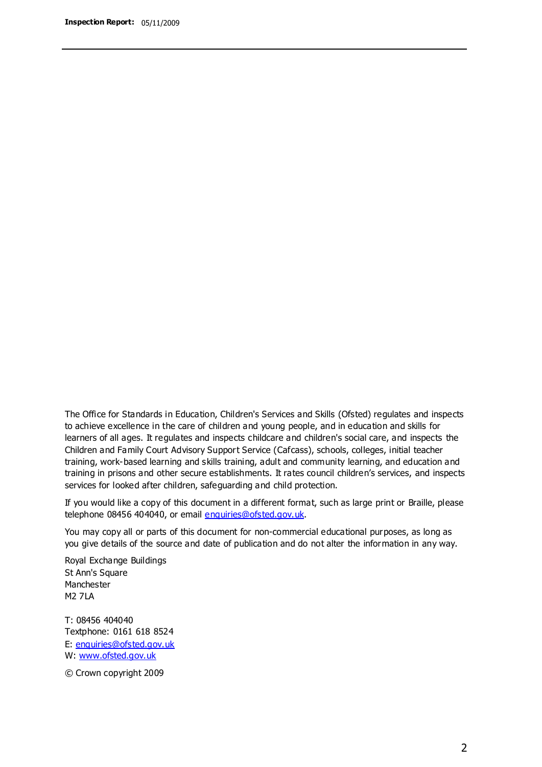The Office for Standards in Education, Children's Services and Skills (Ofsted) regulates and inspects to achieve excellence in the care of children and young people, and in education and skills for learners of all ages. It regulates and inspects childcare and children's social care, and inspects the Children and Family Court Advisory Support Service (Cafcass), schools, colleges, initial teacher training, work-based learning and skills training, adult and community learning, and education and training in prisons and other secure establishments. It rates council children's services, and inspects services for looked after children, safeguarding and child protection.

If you would like a copy of this document in a different format, such as large print or Braille, please telephone 08456 404040, or email enquiries@ofsted.gov.uk.

You may copy all or parts of this document for non-commercial educational purposes, as long as you give details of the source and date of publication and do not alter the information in any way.

Royal Exchange Buildings
St Ann's Square
Manchester
M2 7LA

T: 08456 404040
Textphone: 0161 618 8524
E: enquiries@ofsted.gov.uk
W: www.ofsted.gov.uk

© Crown copyright 2009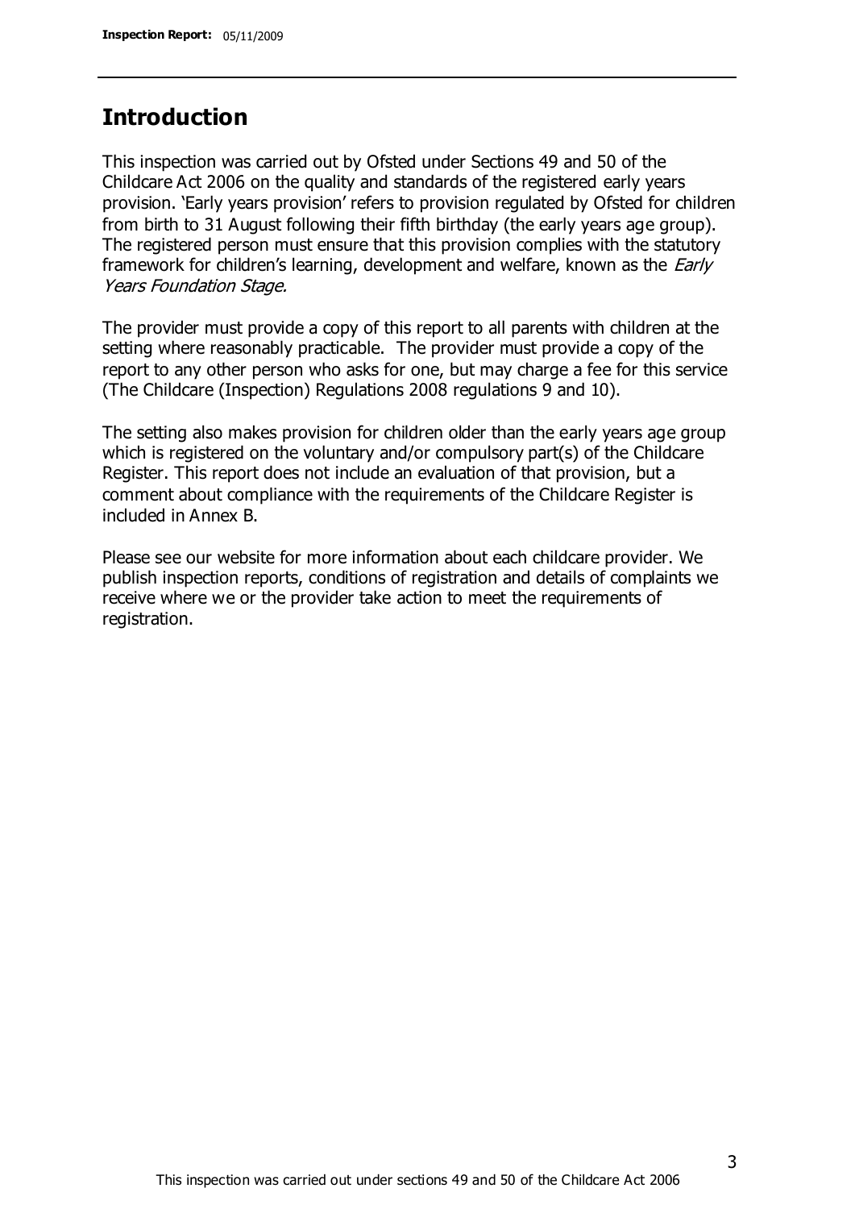## Introduction

This inspection was carried out by Ofsted under Sections 49 and 50 of the Childcare Act 2006 on the quality and standards of the registered early years provision. 'Early years provision' refers to provision regulated by Ofsted for children from birth to 31 August following their fifth birthday (the early years age group). The registered person must ensure that this provision complies with the statutory framework for children's learning, development and welfare, known as the *Early Years Foundation Stage.*

The provider must provide a copy of this report to all parents with children at the setting where reasonably practicable. The provider must provide a copy of the report to any other person who asks for one, but may charge a fee for this service (The Childcare (Inspection) Regulations 2008 regulations 9 and 10).

The setting also makes provision for children older than the early years age group which is registered on the voluntary and/or compulsory part(s) of the Childcare Register. This report does not include an evaluation of that provision, but a comment about compliance with the requirements of the Childcare Register is included in Annex B.

Please see our website for more information about each childcare provider. We publish inspection reports, conditions of registration and details of complaints we receive where we or the provider take action to meet the requirements of registration.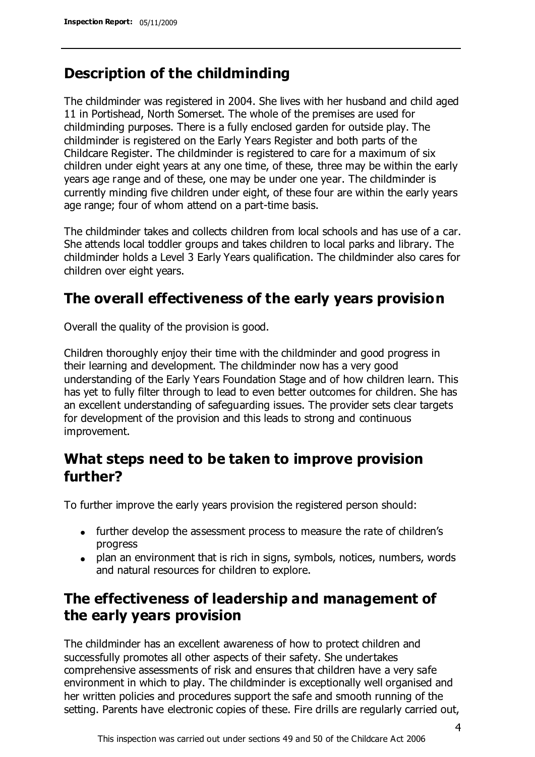## Description of the childminding

The childminder was registered in 2004. She lives with her husband and child aged 11 in Portishead, North Somerset. The whole of the premises are used for childminding purposes. There is a fully enclosed garden for outside play. The childminder is registered on the Early Years Register and both parts of the Childcare Register. The childminder is registered to care for a maximum of six children under eight years at any one time, of these, three may be within the early years age range and of these, one may be under one year. The childminder is currently minding five children under eight, of these four are within the early years age range; four of whom attend on a part-time basis.

The childminder takes and collects children from local schools and has use of a car. She attends local toddler groups and takes children to local parks and library. The childminder holds a Level 3 Early Years qualification. The childminder also cares for children over eight years.

## The overall effectiveness of the early years provision

Overall the quality of the provision is good.

Children thoroughly enjoy their time with the childminder and good progress in their learning and development. The childminder now has a very good understanding of the Early Years Foundation Stage and of how children learn. This has yet to fully filter through to lead to even better outcomes for children. She has an excellent understanding of safeguarding issues. The provider sets clear targets for development of the provision and this leads to strong and continuous improvement.

## What steps need to be taken to improve provision further?

To further improve the early years provision the registered person should:

- further develop the assessment process to measure the rate of children's progress
- plan an environment that is rich in signs, symbols, notices, numbers, words and natural resources for children to explore.

## The effectiveness of leadership and management of the early years provision

The childminder has an excellent awareness of how to protect children and successfully promotes all other aspects of their safety. She undertakes comprehensive assessments of risk and ensures that children have a very safe environment in which to play. The childminder is exceptionally well organised and her written policies and procedures support the safe and smooth running of the setting. Parents have electronic copies of these. Fire drills are regularly carried out,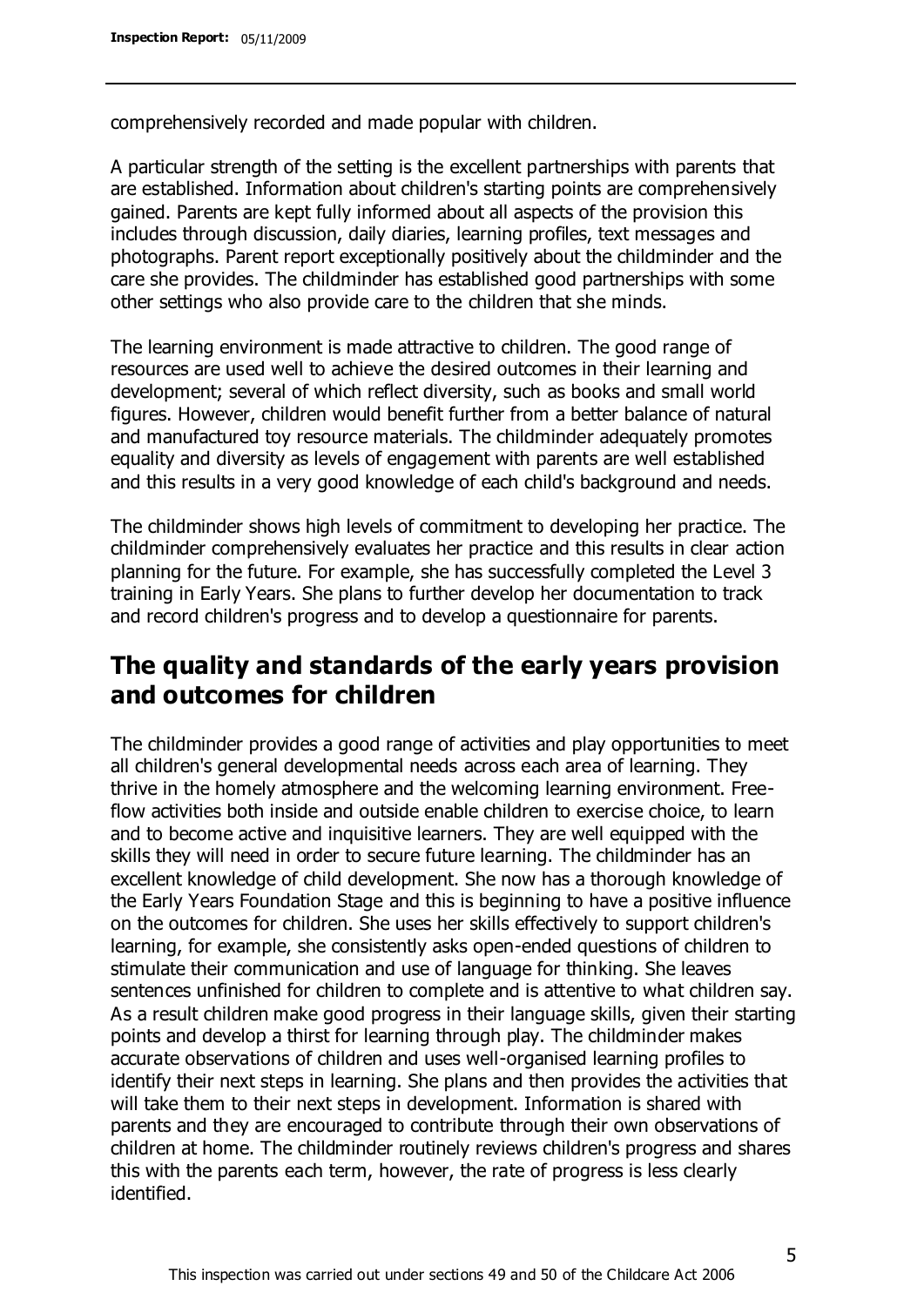comprehensively recorded and made popular with children.

A particular strength of the setting is the excellent partnerships with parents that are established. Information about children's starting points are comprehensively gained. Parents are kept fully informed about all aspects of the provision this includes through discussion, daily diaries, learning profiles, text messages and photographs. Parent report exceptionally positively about the childminder and the care she provides. The childminder has established good partnerships with some other settings who also provide care to the children that she minds.

The learning environment is made attractive to children. The good range of resources are used well to achieve the desired outcomes in their learning and development; several of which reflect diversity, such as books and small world figures. However, children would benefit further from a better balance of natural and manufactured toy resource materials. The childminder adequately promotes equality and diversity as levels of engagement with parents are well established and this results in a very good knowledge of each child's background and needs.

The childminder shows high levels of commitment to developing her practice. The childminder comprehensively evaluates her practice and this results in clear action planning for the future. For example, she has successfully completed the Level 3 training in Early Years. She plans to further develop her documentation to track and record children's progress and to develop a questionnaire for parents.

## The quality and standards of the early years provision and outcomes for children

The childminder provides a good range of activities and play opportunities to meet all children's general developmental needs across each area of learning. They thrive in the homely atmosphere and the welcoming learning environment. Free-flow activities both inside and outside enable children to exercise choice, to learn and to become active and inquisitive learners. They are well equipped with the skills they will need in order to secure future learning. The childminder has an excellent knowledge of child development. She now has a thorough knowledge of the Early Years Foundation Stage and this is beginning to have a positive influence on the outcomes for children. She uses her skills effectively to support children's learning, for example, she consistently asks open-ended questions of children to stimulate their communication and use of language for thinking. She leaves sentences unfinished for children to complete and is attentive to what children say. As a result children make good progress in their language skills, given their starting points and develop a thirst for learning through play. The childminder makes accurate observations of children and uses well-organised learning profiles to identify their next steps in learning. She plans and then provides the activities that will take them to their next steps in development. Information is shared with parents and they are encouraged to contribute through their own observations of children at home. The childminder routinely reviews children's progress and shares this with the parents each term, however, the rate of progress is less clearly identified.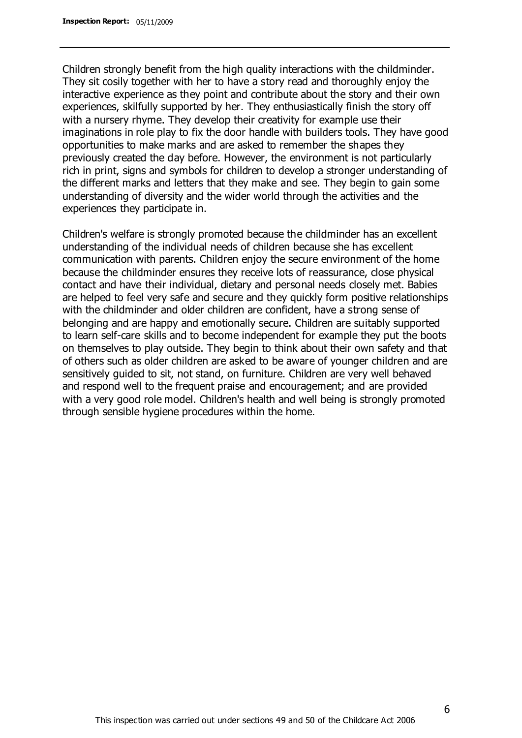Children strongly benefit from the high quality interactions with the childminder. They sit cosily together with her to have a story read and thoroughly enjoy the interactive experience as they point and contribute about the story and their own experiences, skilfully supported by her. They enthusiastically finish the story off with a nursery rhyme. They develop their creativity for example use their imaginations in role play to fix the door handle with builders tools. They have good opportunities to make marks and are asked to remember the shapes they previously created the day before. However, the environment is not particularly rich in print, signs and symbols for children to develop a stronger understanding of the different marks and letters that they make and see. They begin to gain some understanding of diversity and the wider world through the activities and the experiences they participate in.

Children's welfare is strongly promoted because the childminder has an excellent understanding of the individual needs of children because she has excellent communication with parents. Children enjoy the secure environment of the home because the childminder ensures they receive lots of reassurance, close physical contact and have their individual, dietary and personal needs closely met. Babies are helped to feel very safe and secure and they quickly form positive relationships with the childminder and older children are confident, have a strong sense of belonging and are happy and emotionally secure. Children are suitably supported to learn self-care skills and to become independent for example they put the boots on themselves to play outside. They begin to think about their own safety and that of others such as older children are asked to be aware of younger children and are sensitively guided to sit, not stand, on furniture. Children are very well behaved and respond well to the frequent praise and encouragement; and are provided with a very good role model. Children's health and well being is strongly promoted through sensible hygiene procedures within the home.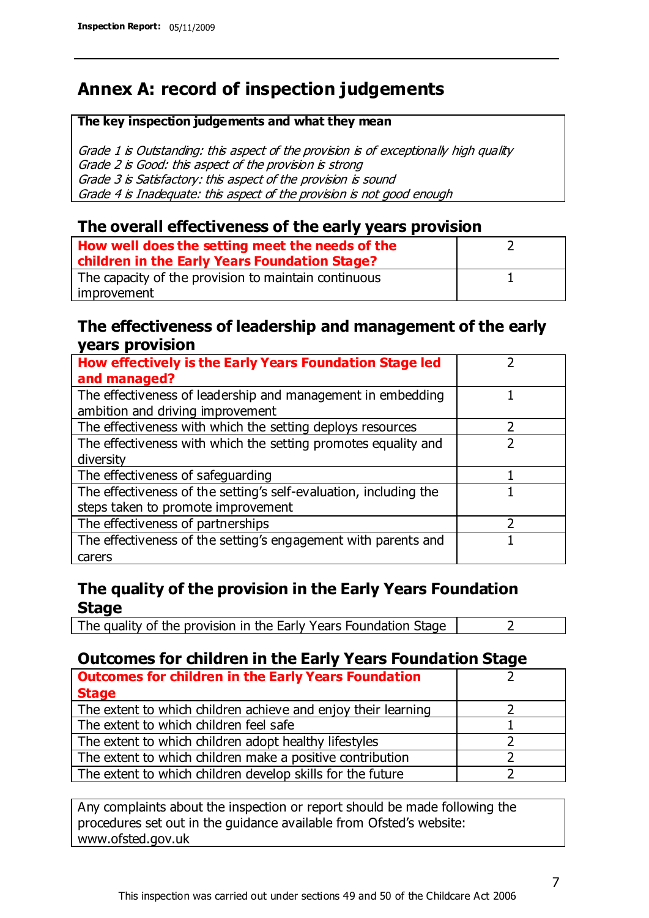# Annex A: record of inspection judgements

**The key inspection judgements and what they mean**

*Grade 1 is Outstanding: this aspect of the provision is of exceptionally high quality*
*Grade 2 is Good: this aspect of the provision is strong*
*Grade 3 is Satisfactory: this aspect of the provision is sound*
*Grade 4 is Inadequate: this aspect of the provision is not good enough*

## The overall effectiveness of the early years provision

| | |
|---|---|
| **How well does the setting meet the needs of the children in the Early Years Foundation Stage?** | 2 |
| The capacity of the provision to maintain continuous improvement | 1 |

## The effectiveness of leadership and management of the early years provision

| | |
|---|---|
| **How effectively is the Early Years Foundation Stage led and managed?** | 2 |
| The effectiveness of leadership and management in embedding ambition and driving improvement | 1 |
| The effectiveness with which the setting deploys resources | 2 |
| The effectiveness with which the setting promotes equality and diversity | 2 |
| The effectiveness of safeguarding | 1 |
| The effectiveness of the setting's self-evaluation, including the steps taken to promote improvement | 1 |
| The effectiveness of partnerships | 2 |
| The effectiveness of the setting's engagement with parents and carers | 1 |

## The quality of the provision in the Early Years Foundation Stage

| | |
|---|---|
| The quality of the provision in the Early Years Foundation Stage | 2 |

## Outcomes for children in the Early Years Foundation Stage

| | |
|---|---|
| **Outcomes for children in the Early Years Foundation Stage** | 2 |
| The extent to which children achieve and enjoy their learning | 2 |
| The extent to which children feel safe | 1 |
| The extent to which children adopt healthy lifestyles | 2 |
| The extent to which children make a positive contribution | 2 |
| The extent to which children develop skills for the future | 2 |

Any complaints about the inspection or report should be made following the procedures set out in the guidance available from Ofsted's website: www.ofsted.gov.uk

This inspection was carried out under sections 49 and 50 of the Childcare Act 2006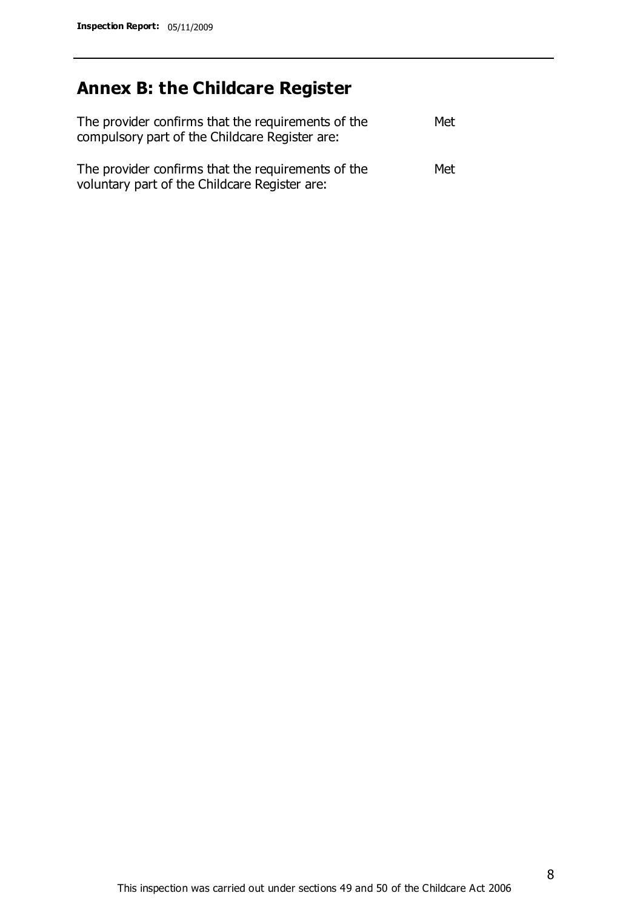## Annex B: the Childcare Register

| | |
|---|---|
| The provider confirms that the requirements of the compulsory part of the Childcare Register are: | Met |
| The provider confirms that the requirements of the voluntary part of the Childcare Register are: | Met |

This inspection was carried out under sections 49 and 50 of the Childcare Act 2006